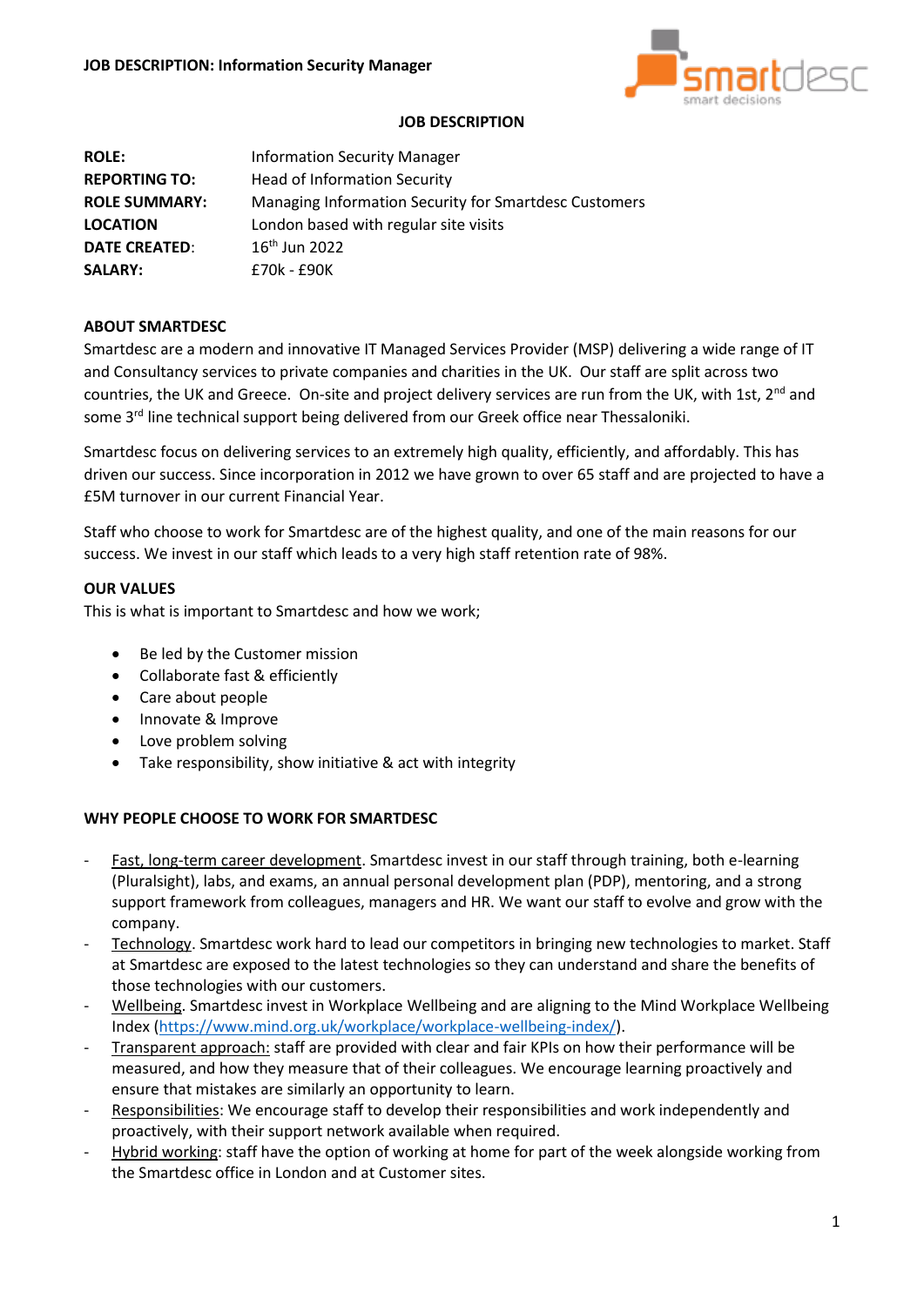# JOB DESCRIPTION

| ROLE: | Information Security Manager |
|---|---|
| REPORTING TO: | Head of Information Security |
| ROLE SUMMARY: | Managing Information Security for Smartdesc Customers |
| LOCATION | London based with regular site visits |
| DATE CREATED: | 16th Jun 2022 |
| SALARY: | £70k - £90K |

## ABOUT SMARTDESC

Smartdesc are a modern and innovative IT Managed Services Provider (MSP) delivering a wide range of IT and Consultancy services to private companies and charities in the UK. Our staff are split across two countries, the UK and Greece. On-site and project delivery services are run from the UK, with 1st, 2nd and some 3rd line technical support being delivered from our Greek office near Thessaloniki.

Smartdesc focus on delivering services to an extremely high quality, efficiently, and affordably. This has driven our success. Since incorporation in 2012 we have grown to over 65 staff and are projected to have a £5M turnover in our current Financial Year.

Staff who choose to work for Smartdesc are of the highest quality, and one of the main reasons for our success. We invest in our staff which leads to a very high staff retention rate of 98%.

## OUR VALUES

This is what is important to Smartdesc and how we work;

- Be led by the Customer mission
- Collaborate fast & efficiently
- Care about people
- Innovate & Improve
- Love problem solving
- Take responsibility, show initiative & act with integrity

## WHY PEOPLE CHOOSE TO WORK FOR SMARTDESC

- Fast, long-term career development. Smartdesc invest in our staff through training, both e-learning (Pluralsight), labs, and exams, an annual personal development plan (PDP), mentoring, and a strong support framework from colleagues, managers and HR. We want our staff to evolve and grow with the company.
- Technology. Smartdesc work hard to lead our competitors in bringing new technologies to market. Staff at Smartdesc are exposed to the latest technologies so they can understand and share the benefits of those technologies with our customers.
- Wellbeing. Smartdesc invest in Workplace Wellbeing and are aligning to the Mind Workplace Wellbeing Index (https://www.mind.org.uk/workplace/workplace-wellbeing-index/).
- Transparent approach: staff are provided with clear and fair KPIs on how their performance will be measured, and how they measure that of their colleagues. We encourage learning proactively and ensure that mistakes are similarly an opportunity to learn.
- Responsibilities: We encourage staff to develop their responsibilities and work independently and proactively, with their support network available when required.
- Hybrid working: staff have the option of working at home for part of the week alongside working from the Smartdesc office in London and at Customer sites.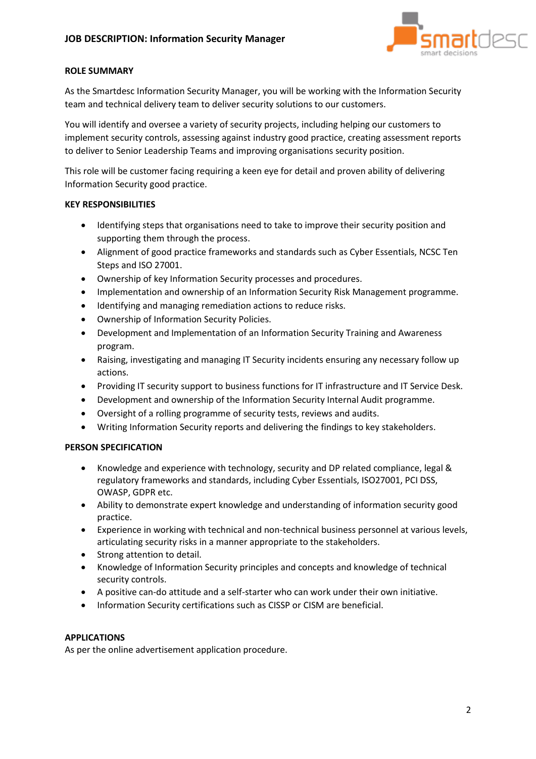# JOB DESCRIPTION: Information Security Manager

## ROLE SUMMARY

As the Smartdesc Information Security Manager, you will be working with the Information Security team and technical delivery team to deliver security solutions to our customers.

You will identify and oversee a variety of security projects, including helping our customers to implement security controls, assessing against industry good practice, creating assessment reports to deliver to Senior Leadership Teams and improving organisations security position.

This role will be customer facing requiring a keen eye for detail and proven ability of delivering Information Security good practice.

## KEY RESPONSIBILITIES

- Identifying steps that organisations need to take to improve their security position and supporting them through the process.
- Alignment of good practice frameworks and standards such as Cyber Essentials, NCSC Ten Steps and ISO 27001.
- Ownership of key Information Security processes and procedures.
- Implementation and ownership of an Information Security Risk Management programme.
- Identifying and managing remediation actions to reduce risks.
- Ownership of Information Security Policies.
- Development and Implementation of an Information Security Training and Awareness program.
- Raising, investigating and managing IT Security incidents ensuring any necessary follow up actions.
- Providing IT security support to business functions for IT infrastructure and IT Service Desk.
- Development and ownership of the Information Security Internal Audit programme.
- Oversight of a rolling programme of security tests, reviews and audits.
- Writing Information Security reports and delivering the findings to key stakeholders.

## PERSON SPECIFICATION

- Knowledge and experience with technology, security and DP related compliance, legal & regulatory frameworks and standards, including Cyber Essentials, ISO27001, PCI DSS, OWASP, GDPR etc.
- Ability to demonstrate expert knowledge and understanding of information security good practice.
- Experience in working with technical and non-technical business personnel at various levels, articulating security risks in a manner appropriate to the stakeholders.
- Strong attention to detail.
- Knowledge of Information Security principles and concepts and knowledge of technical security controls.
- A positive can-do attitude and a self-starter who can work under their own initiative.
- Information Security certifications such as CISSP or CISM are beneficial.

## APPLICATIONS

As per the online advertisement application procedure.